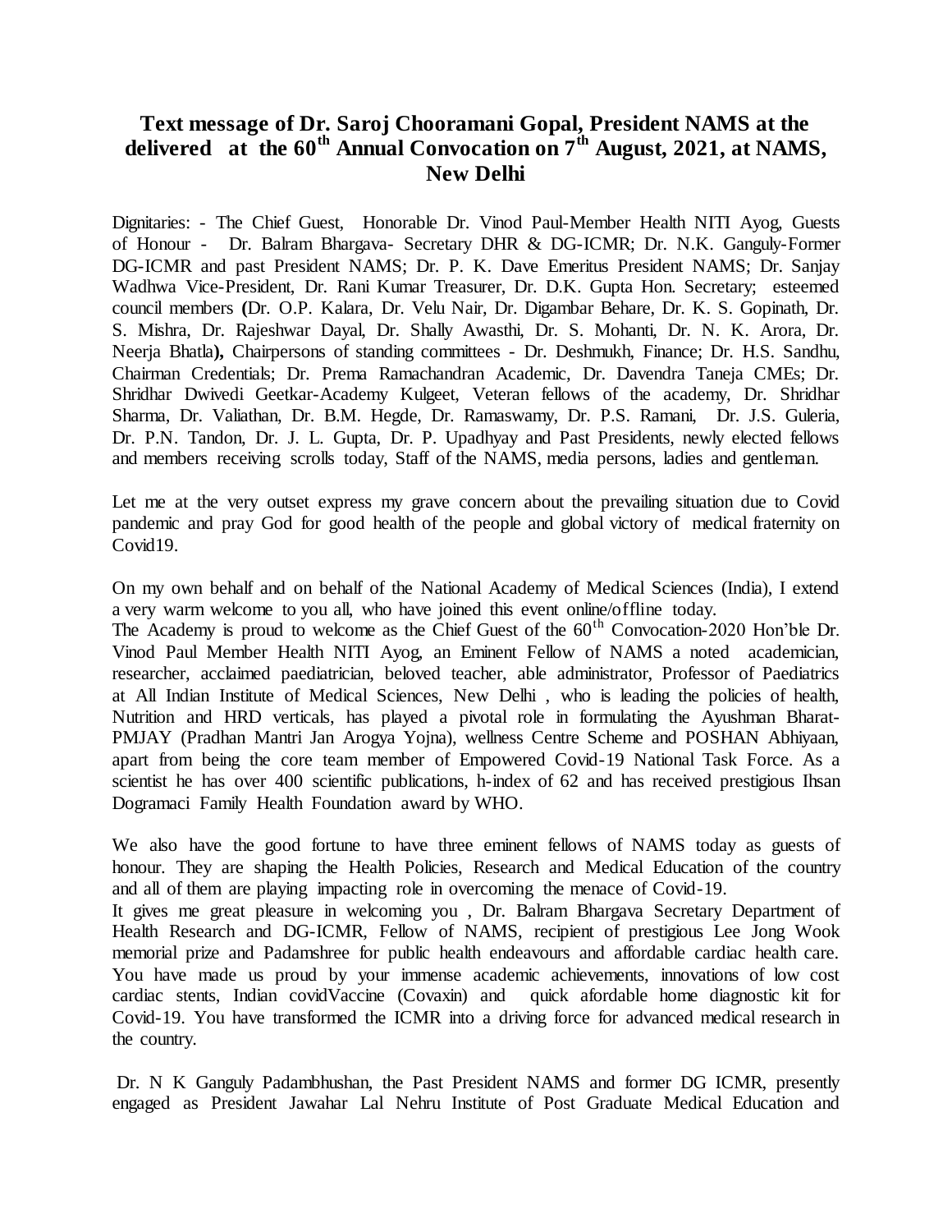# Text message of Dr. Saroj Chooramani Gopal, President NAMS at the delivered at the 60th Annual Convocation on 7th August, 2021, at NAMS, New Delhi

Dignitaries: - The Chief Guest, Honorable Dr. Vinod Paul-Member Health NITI Ayog, Guests of Honour - Dr. Balram Bhargava- Secretary DHR & DG-ICMR; Dr. N.K. Ganguly-Former DG-ICMR and past President NAMS; Dr. P. K. Dave Emeritus President NAMS; Dr. Sanjay Wadhwa Vice-President, Dr. Rani Kumar Treasurer, Dr. D.K. Gupta Hon. Secretary; esteemed council members **(**Dr. O.P. Kalara, Dr. Velu Nair, Dr. Digambar Behare, Dr. K. S. Gopinath, Dr. S. Mishra, Dr. Rajeshwar Dayal, Dr. Shally Awasthi, Dr. S. Mohanti, Dr. N. K. Arora, Dr. Neerja Bhatla**),** Chairpersons of standing committees - Dr. Deshmukh, Finance; Dr. H.S. Sandhu, Chairman Credentials; Dr. Prema Ramachandran Academic, Dr. Davendra Taneja CMEs; Dr. Shridhar Dwivedi Geetkar-Academy Kulgeet, Veteran fellows of the academy, Dr. Shridhar Sharma, Dr. Valiathan, Dr. B.M. Hegde, Dr. Ramaswamy, Dr. P.S. Ramani, Dr. J.S. Guleria, Dr. P.N. Tandon, Dr. J. L. Gupta, Dr. P. Upadhyay and Past Presidents, newly elected fellows and members receiving scrolls today, Staff of the NAMS, media persons, ladies and gentleman.

Let me at the very outset express my grave concern about the prevailing situation due to Covid pandemic and pray God for good health of the people and global victory of medical fraternity on Covid19.

On my own behalf and on behalf of the National Academy of Medical Sciences (India), I extend a very warm welcome to you all, who have joined this event online/offline today.
The Academy is proud to welcome as the Chief Guest of the 60th Convocation-2020 Hon'ble Dr. Vinod Paul Member Health NITI Ayog, an Eminent Fellow of NAMS a noted academician, researcher, acclaimed paediatrician, beloved teacher, able administrator, Professor of Paediatrics at All Indian Institute of Medical Sciences, New Delhi , who is leading the policies of health, Nutrition and HRD verticals, has played a pivotal role in formulating the Ayushman Bharat-PMJAY (Pradhan Mantri Jan Arogya Yojna), wellness Centre Scheme and POSHAN Abhiyaan, apart from being the core team member of Empowered Covid-19 National Task Force. As a scientist he has over 400 scientific publications, h-index of 62 and has received prestigious Ihsan Dogramaci Family Health Foundation award by WHO.

We also have the good fortune to have three eminent fellows of NAMS today as guests of honour. They are shaping the Health Policies, Research and Medical Education of the country and all of them are playing impacting role in overcoming the menace of Covid-19.
It gives me great pleasure in welcoming you , Dr. Balram Bhargava Secretary Department of Health Research and DG-ICMR, Fellow of NAMS, recipient of prestigious Lee Jong Wook memorial prize and Padamshree for public health endeavours and affordable cardiac health care. You have made us proud by your immense academic achievements, innovations of low cost cardiac stents, Indian covidVaccine (Covaxin) and quick afordable home diagnostic kit for Covid-19. You have transformed the ICMR into a driving force for advanced medical research in the country.

Dr. N K Ganguly Padambhushan, the Past President NAMS and former DG ICMR, presently engaged as President Jawahar Lal Nehru Institute of Post Graduate Medical Education and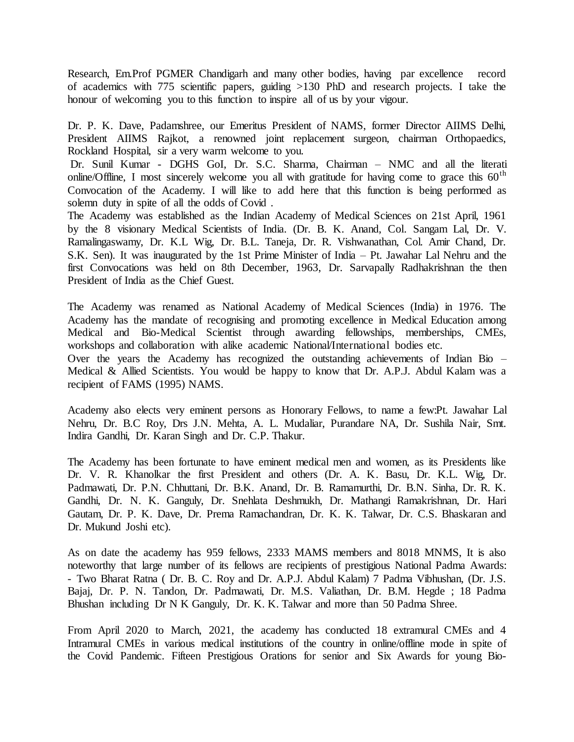Research, Em.Prof PGMER Chandigarh and many other bodies, having par excellence record of academics with 775 scientific papers, guiding >130 PhD and research projects. I take the honour of welcoming you to this function to inspire all of us by your vigour.

Dr. P. K. Dave, Padamshree, our Emeritus President of NAMS, former Director AIIMS Delhi, President AIIMS Rajkot, a renowned joint replacement surgeon, chairman Orthopaedics, Rockland Hospital, sir a very warm welcome to you.

Dr. Sunil Kumar - DGHS GoI, Dr. S.C. Sharma, Chairman – NMC and all the literati online/Offline, I most sincerely welcome you all with gratitude for having come to grace this 60$^{th}$ Convocation of the Academy. I will like to add here that this function is being performed as solemn duty in spite of all the odds of Covid .

The Academy was established as the Indian Academy of Medical Sciences on 21st April, 1961 by the 8 visionary Medical Scientists of India. (Dr. B. K. Anand, Col. Sangam Lal, Dr. V. Ramalingaswamy, Dr. K.L Wig, Dr. B.L. Taneja, Dr. R. Vishwanathan, Col. Amir Chand, Dr. S.K. Sen). It was inaugurated by the 1st Prime Minister of India – Pt. Jawahar Lal Nehru and the first Convocations was held on 8th December, 1963, Dr. Sarvapally Radhakrishnan the then President of India as the Chief Guest.

The Academy was renamed as National Academy of Medical Sciences (India) in 1976. The Academy has the mandate of recognising and promoting excellence in Medical Education among Medical and Bio-Medical Scientist through awarding fellowships, memberships, CMEs, workshops and collaboration with alike academic National/International bodies etc.

Over the years the Academy has recognized the outstanding achievements of Indian Bio – Medical & Allied Scientists. You would be happy to know that Dr. A.P.J. Abdul Kalam was a recipient of FAMS (1995) NAMS.

Academy also elects very eminent persons as Honorary Fellows, to name a few:Pt. Jawahar Lal Nehru, Dr. B.C Roy, Drs J.N. Mehta, A. L. Mudaliar, Purandare NA, Dr. Sushila Nair, Smt. Indira Gandhi, Dr. Karan Singh and Dr. C.P. Thakur.

The Academy has been fortunate to have eminent medical men and women, as its Presidents like Dr. V. R. Khanolkar the first President and others (Dr. A. K. Basu, Dr. K.L. Wig, Dr. Padmawati, Dr. P.N. Chhuttani, Dr. B.K. Anand, Dr. B. Ramamurthi, Dr. B.N. Sinha, Dr. R. K. Gandhi, Dr. N. K. Ganguly, Dr. Snehlata Deshmukh, Dr. Mathangi Ramakrishnan, Dr. Hari Gautam, Dr. P. K. Dave, Dr. Prema Ramachandran, Dr. K. K. Talwar, Dr. C.S. Bhaskaran and Dr. Mukund Joshi etc).

As on date the academy has 959 fellows, 2333 MAMS members and 8018 MNMS, It is also noteworthy that large number of its fellows are recipients of prestigious National Padma Awards: - Two Bharat Ratna ( Dr. B. C. Roy and Dr. A.P.J. Abdul Kalam) 7 Padma Vibhushan, (Dr. J.S. Bajaj, Dr. P. N. Tandon, Dr. Padmawati, Dr. M.S. Valiathan, Dr. B.M. Hegde ; 18 Padma Bhushan including Dr N K Ganguly, Dr. K. K. Talwar and more than 50 Padma Shree.

From April 2020 to March, 2021, the academy has conducted 18 extramural CMEs and 4 Intramural CMEs in various medical institutions of the country in online/offline mode in spite of the Covid Pandemic. Fifteen Prestigious Orations for senior and Six Awards for young Bio-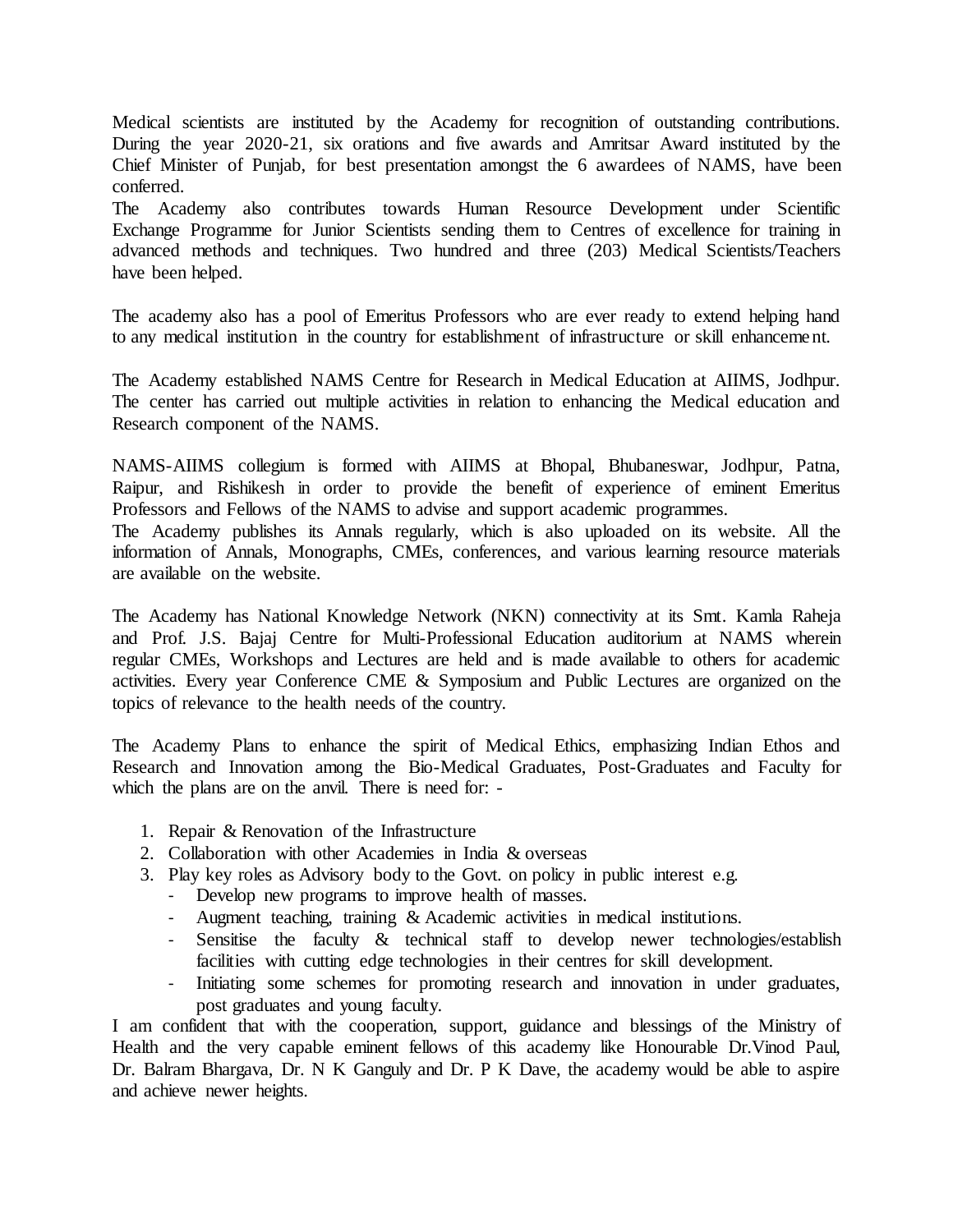Medical scientists are instituted by the Academy for recognition of outstanding contributions. During the year 2020-21, six orations and five awards and Amritsar Award instituted by the Chief Minister of Punjab, for best presentation amongst the 6 awardees of NAMS, have been conferred.
The Academy also contributes towards Human Resource Development under Scientific Exchange Programme for Junior Scientists sending them to Centres of excellence for training in advanced methods and techniques. Two hundred and three (203) Medical Scientists/Teachers have been helped.

The academy also has a pool of Emeritus Professors who are ever ready to extend helping hand to any medical institution in the country for establishment of infrastructure or skill enhancement.

The Academy established NAMS Centre for Research in Medical Education at AIIMS, Jodhpur. The center has carried out multiple activities in relation to enhancing the Medical education and Research component of the NAMS.

NAMS-AIIMS collegium is formed with AIIMS at Bhopal, Bhubaneswar, Jodhpur, Patna, Raipur, and Rishikesh in order to provide the benefit of experience of eminent Emeritus Professors and Fellows of the NAMS to advise and support academic programmes.
The Academy publishes its Annals regularly, which is also uploaded on its website. All the information of Annals, Monographs, CMEs, conferences, and various learning resource materials are available on the website.

The Academy has National Knowledge Network (NKN) connectivity at its Smt. Kamla Raheja and Prof. J.S. Bajaj Centre for Multi-Professional Education auditorium at NAMS wherein regular CMEs, Workshops and Lectures are held and is made available to others for academic activities. Every year Conference CME & Symposium and Public Lectures are organized on the topics of relevance to the health needs of the country.

The Academy Plans to enhance the spirit of Medical Ethics, emphasizing Indian Ethos and Research and Innovation among the Bio-Medical Graduates, Post-Graduates and Faculty for which the plans are on the anvil. There is need for: -

1. Repair & Renovation of the Infrastructure
2. Collaboration with other Academies in India & overseas
3. Play key roles as Advisory body to the Govt. on policy in public interest e.g.
   - Develop new programs to improve health of masses.
   - Augment teaching, training & Academic activities in medical institutions.
   - Sensitise the faculty & technical staff to develop newer technologies/establish facilities with cutting edge technologies in their centres for skill development.
   - Initiating some schemes for promoting research and innovation in under graduates, post graduates and young faculty.

I am confident that with the cooperation, support, guidance and blessings of the Ministry of Health and the very capable eminent fellows of this academy like Honourable Dr.Vinod Paul, Dr. Balram Bhargava, Dr. N K Ganguly and Dr. P K Dave, the academy would be able to aspire and achieve newer heights.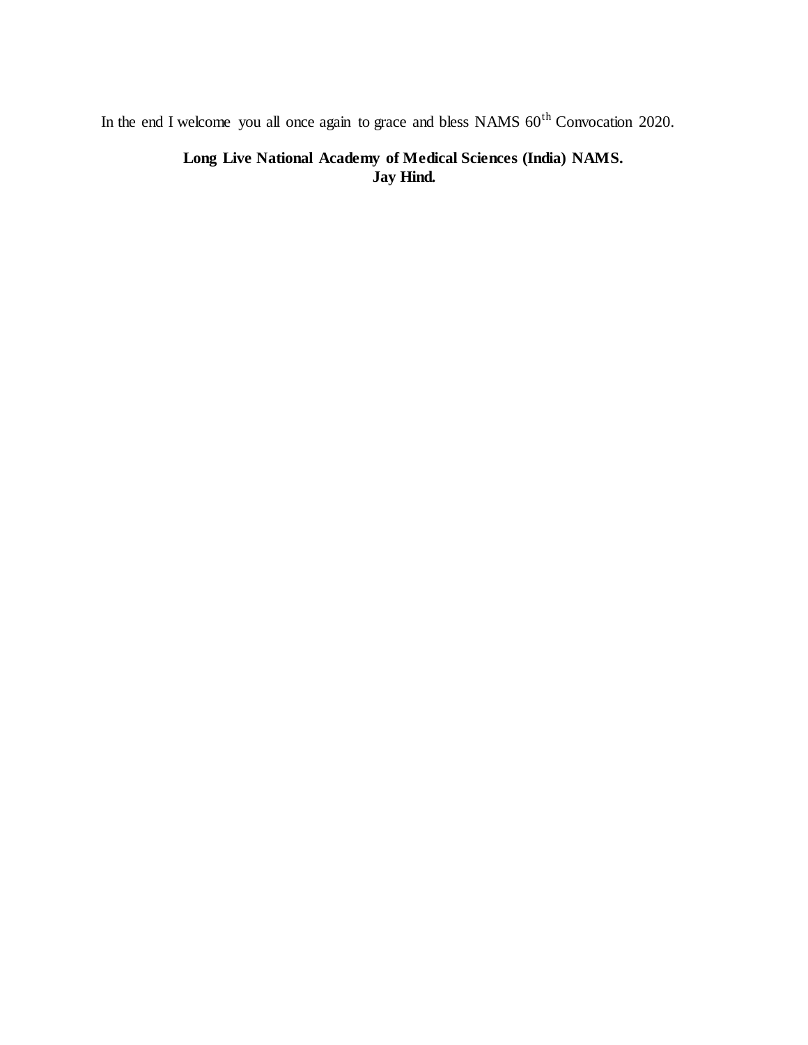In the end I welcome you all once again to grace and bless NAMS $60^{th}$ Convocation 2020.

**Long Live National Academy of Medical Sciences (India) NAMS.**
**Jay Hind.**